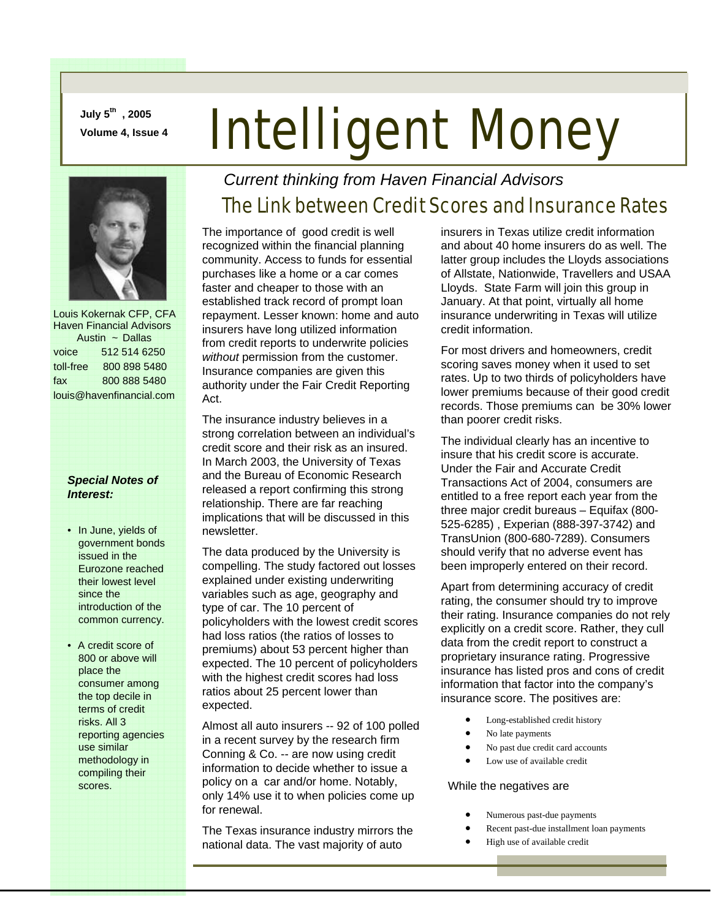July 5th, 2005
Volume 4, Issue 4

# Intelligent Money

*Current thinking from Haven Financial Advisors*

Louis Kokernak CFP, CFA
Haven Financial Advisors
Austin ~ Dallas

voice 512 514 6250
toll-free 800 898 5480
fax 800 888 5480
louis@havenfinancial.com

***Special Notes of Interest:***

- In June, yields of government bonds issued in the Eurozone reached their lowest level since the introduction of the common currency.
- A credit score of 800 or above will place the consumer among the top decile in terms of credit risks. All 3 reporting agencies use similar methodology in compiling their scores.

## The Link between Credit Scores and Insurance Rates

The importance of good credit is well recognized within the financial planning community. Access to funds for essential purchases like a home or a car comes faster and cheaper to those with an established track record of prompt loan repayment. Lesser known: home and auto insurers have long utilized information from credit reports to underwrite policies *without* permission from the customer. Insurance companies are given this authority under the Fair Credit Reporting Act.

The insurance industry believes in a strong correlation between an individual's credit score and their risk as an insured. In March 2003, the University of Texas and the Bureau of Economic Research released a report confirming this strong relationship. There are far reaching implications that will be discussed in this newsletter.

The data produced by the University is compelling. The study factored out losses explained under existing underwriting variables such as age, geography and type of car. The 10 percent of policyholders with the lowest credit scores had loss ratios (the ratios of losses to premiums) about 53 percent higher than expected. The 10 percent of policyholders with the highest credit scores had loss ratios about 25 percent lower than expected.

Almost all auto insurers -- 92 of 100 polled in a recent survey by the research firm Conning & Co. -- are now using credit information to decide whether to issue a policy on a car and/or home. Notably, only 14% use it to when policies come up for renewal.

The Texas insurance industry mirrors the national data. The vast majority of auto insurers in Texas utilize credit information and about 40 home insurers do as well. The latter group includes the Lloyds associations of Allstate, Nationwide, Travellers and USAA Lloyds. State Farm will join this group in January. At that point, virtually all home insurance underwriting in Texas will utilize credit information.

For most drivers and homeowners, credit scoring saves money when it used to set rates. Up to two thirds of policyholders have lower premiums because of their good credit records. Those premiums can be 30% lower than poorer credit risks.

The individual clearly has an incentive to insure that his credit score is accurate. Under the Fair and Accurate Credit Transactions Act of 2004, consumers are entitled to a free report each year from the three major credit bureaus – Equifax (800-525-6285) , Experian (888-397-3742) and TransUnion (800-680-7289). Consumers should verify that no adverse event has been improperly entered on their record.

Apart from determining accuracy of credit rating, the consumer should try to improve their rating. Insurance companies do not rely explicitly on a credit score. Rather, they cull data from the credit report to construct a proprietary insurance rating. Progressive insurance has listed pros and cons of credit information that factor into the company's insurance score. The positives are:

- Long-established credit history
- No late payments
- No past due credit card accounts
- Low use of available credit

While the negatives are

- Numerous past-due payments
- Recent past-due installment loan payments
- High use of available credit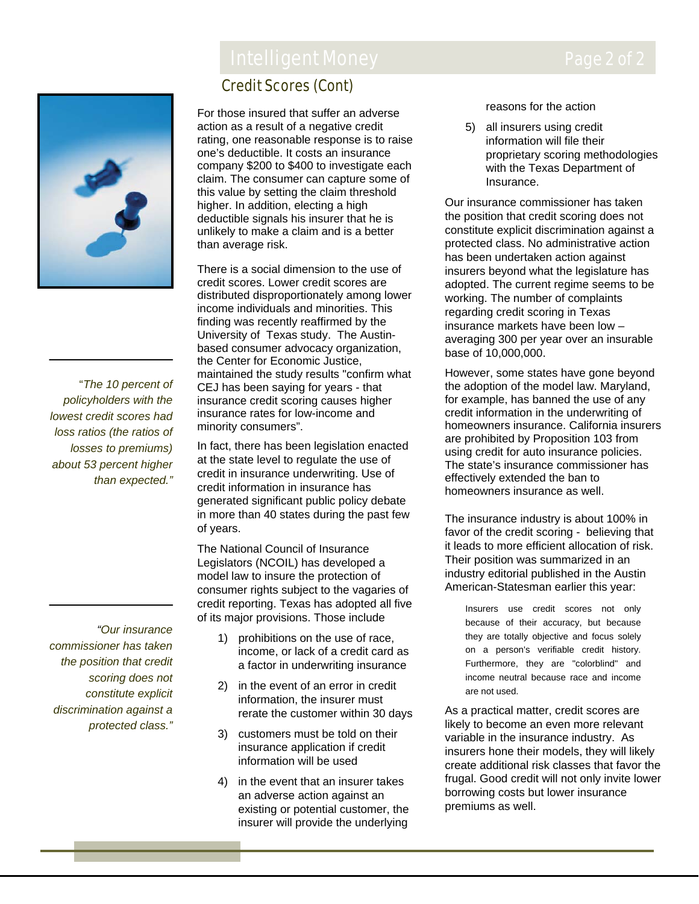## Credit Scores (Cont)

For those insured that suffer an adverse action as a result of a negative credit rating, one reasonable response is to raise one's deductible. It costs an insurance company $200 to $400 to investigate each claim. The consumer can capture some of this value by setting the claim threshold higher. In addition, electing a high deductible signals his insurer that he is unlikely to make a claim and is a better than average risk.

There is a social dimension to the use of credit scores. Lower credit scores are distributed disproportionately among lower income individuals and minorities. This finding was recently reaffirmed by the University of Texas study. The Austin-based consumer advocacy organization, the Center for Economic Justice, maintained the study results "confirm what CEJ has been saying for years - that insurance credit scoring causes higher insurance rates for low-income and minority consumers".

*"The 10 percent of policyholders with the lowest credit scores had loss ratios (the ratios of losses to premiums) about 53 percent higher than expected."*

In fact, there has been legislation enacted at the state level to regulate the use of credit in insurance underwriting. Use of credit information in insurance has generated significant public policy debate in more than 40 states during the past few of years.

The National Council of Insurance Legislators (NCOIL) has developed a model law to insure the protection of consumer rights subject to the vagaries of credit reporting. Texas has adopted all five of its major provisions. Those include

1) prohibitions on the use of race, income, or lack of a credit card as a factor in underwriting insurance
2) in the event of an error in credit information, the insurer must rerate the customer within 30 days
3) customers must be told on their insurance application if credit information will be used
4) in the event that an insurer takes an adverse action against an existing or potential customer, the insurer will provide the underlying reasons for the action
5) all insurers using credit information will file their proprietary scoring methodologies with the Texas Department of Insurance.

Our insurance commissioner has taken the position that credit scoring does not constitute explicit discrimination against a protected class. No administrative action has been undertaken action against insurers beyond what the legislature has adopted. The current regime seems to be working. The number of complaints regarding credit scoring in Texas insurance markets have been low – averaging 300 per year over an insurable base of 10,000,000.

*"Our insurance commissioner has taken the position that credit scoring does not constitute explicit discrimination against a protected class."*

However, some states have gone beyond the adoption of the model law. Maryland, for example, has banned the use of any credit information in the underwriting of homeowners insurance. California insurers are prohibited by Proposition 103 from using credit for auto insurance policies. The state's insurance commissioner has effectively extended the ban to homeowners insurance as well.

The insurance industry is about 100% in favor of the credit scoring - believing that it leads to more efficient allocation of risk. Their position was summarized in an industry editorial published in the Austin American-Statesman earlier this year:

> Insurers use credit scores not only because of their accuracy, but because they are totally objective and focus solely on a person's verifiable credit history. Furthermore, they are "colorblind" and income neutral because race and income are not used.

As a practical matter, credit scores are likely to become an even more relevant variable in the insurance industry. As insurers hone their models, they will likely create additional risk classes that favor the frugal. Good credit will not only invite lower borrowing costs but lower insurance premiums as well.